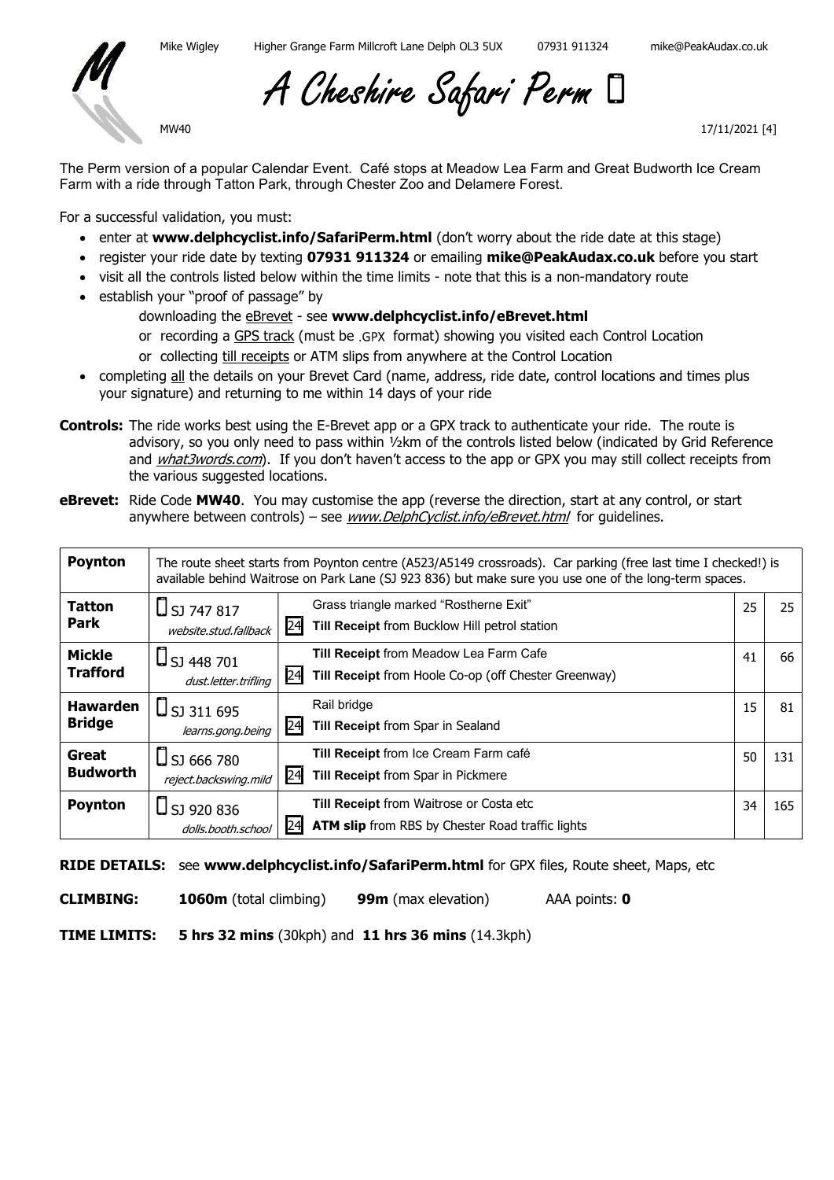Mike Wigley Higher Grange Farm Millcroft Lane Delph OL3 5UX 07931 911324 mike@PeakAudax.co.uk

# A Cheshire Safari Perm

MW40 17/11/2021 [4]

The Perm version of a popular Calendar Event. Café stops at Meadow Lea Farm and Great Budworth Ice Cream Farm with a ride through Tatton Park, through Chester Zoo and Delamere Forest.

For a successful validation, you must:

- enter at **www.delphcyclist.info/SafariPerm.html** (don't worry about the ride date at this stage)
- register your ride date by texting **07931 911324** or emailing **mike@PeakAudax.co.uk** before you start
- visit all the controls listed below within the time limits - note that this is a non-mandatory route
- establish your "proof of passage" by
  - downloading the eBrevet - see **www.delphcyclist.info/eBrevet.html**
  - or recording a GPS track (must be .GPX format) showing you visited each Control Location
  - or collecting till receipts or ATM slips from anywhere at the Control Location
- completing all the details on your Brevet Card (name, address, ride date, control locations and times plus your signature) and returning to me within 14 days of your ride

**Controls:** The ride works best using the E-Brevet app or a GPX track to authenticate your ride. The route is advisory, so you only need to pass within ½km of the controls listed below (indicated by Grid Reference and *what3words.com*). If you don't haven't access to the app or GPX you may still collect receipts from the various suggested locations.

**eBrevet:** Ride Code **MW40**. You may customise the app (reverse the direction, start at any control, or start anywhere between controls) – see *www.DelphCyclist.info/eBrevet.html* for guidelines.

| Control | Location | Details | km | Total |
|---|---|---|---|---|
| **Poynton** | The route sheet starts from Poynton centre (A523/A5149 crossroads). Car parking (free last time I checked!) is available behind Waitrose on Park Lane (SJ 923 836) but make sure you use one of the long-term spaces. | | | |
| **Tatton Park** | SJ 747 817 *website.stud.fallback* | Grass triangle marked "Rostherne Exit"<br>24 **Till Receipt** from Bucklow Hill petrol station | 25 | 25 |
| **Mickle Trafford** | SJ 448 701 *dust.letter.trifling* | **Till Receipt** from Meadow Lea Farm Cafe<br>24 **Till Receipt** from Hoole Co-op (off Chester Greenway) | 41 | 66 |
| **Hawarden Bridge** | SJ 311 695 *learns.gong.being* | Rail bridge<br>24 **Till Receipt** from Spar in Sealand | 15 | 81 |
| **Great Budworth** | SJ 666 780 *reject.backswing.mild* | **Till Receipt** from Ice Cream Farm café<br>24 **Till Receipt** from Spar in Pickmere | 50 | 131 |
| **Poynton** | SJ 920 836 *dolls.booth.school* | **Till Receipt** from Waitrose or Costa etc<br>24 **ATM slip** from RBS by Chester Road traffic lights | 34 | 165 |

**RIDE DETAILS:** see **www.delphcyclist.info/SafariPerm.html** for GPX files, Route sheet, Maps, etc

**CLIMBING:** **1060m** (total climbing) **99m** (max elevation) AAA points: **0**

**TIME LIMITS:** **5 hrs 32 mins** (30kph) and **11 hrs 36 mins** (14.3kph)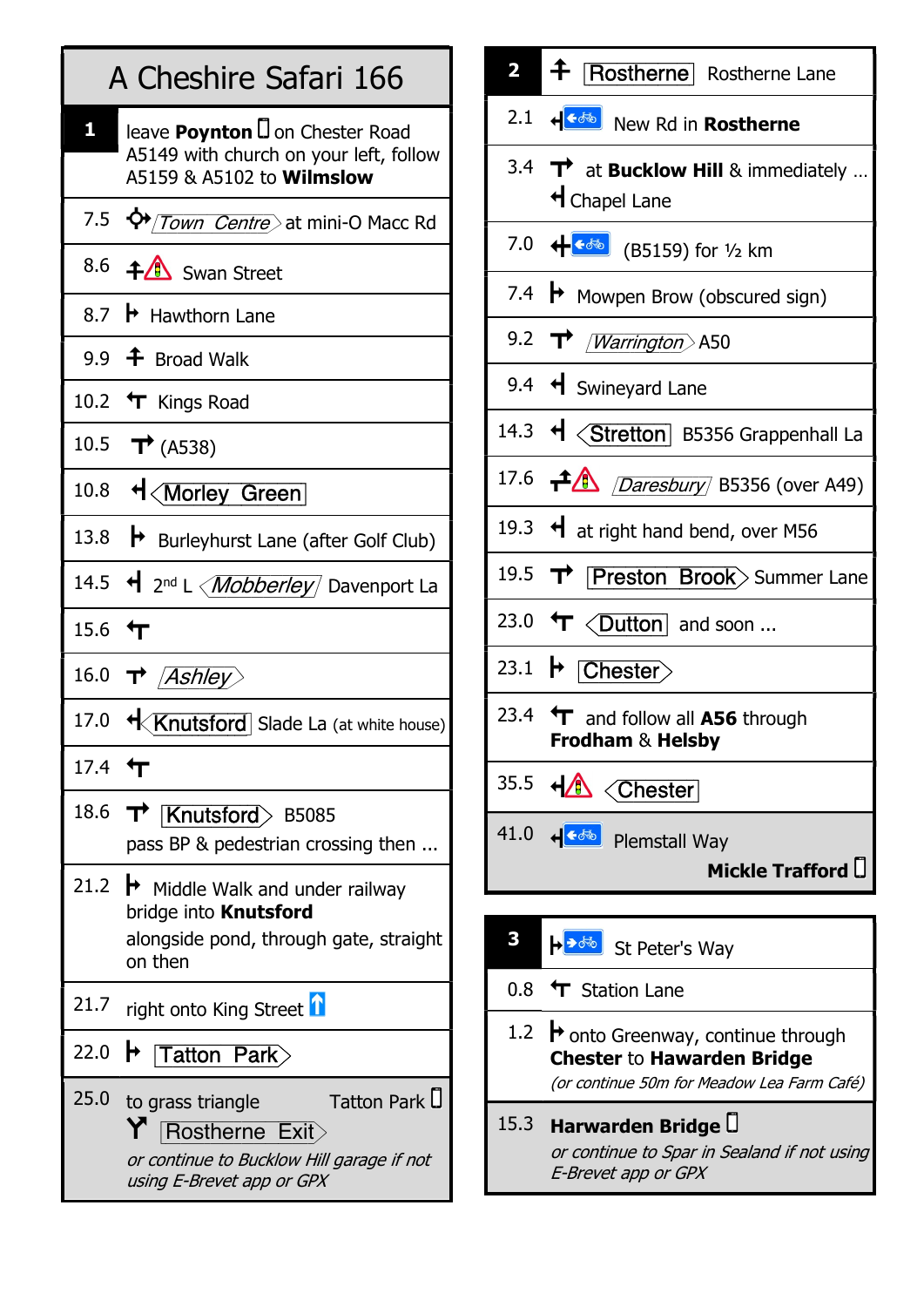# A Cheshire Safari 166

| 1 | leave **Poynton** on Chester Road A5149 with church on your left, follow A5159 & A5102 to **Wilmslow** |
|---|---|
| 7.5 | Town Centre at mini-O Macc Rd |
| 8.6 | Swan Street |
| 8.7 | Hawthorn Lane |
| 9.9 | Broad Walk |
| 10.2 | Kings Road |
| 10.5 | (A538) |
| 10.8 | Morley Green |
| 13.8 | Burleyhurst Lane (after Golf Club) |
| 14.5 | 2nd L Mobberley Davenport La |
| 15.6 | |
| 16.0 | Ashley |
| 17.0 | Knutsford Slade La (at white house) |
| 17.4 | |
| 18.6 | Knutsford B5085 pass BP & pedestrian crossing then ... |
| 21.2 | Middle Walk and under railway bridge into **Knutsford** alongside pond, through gate, straight on then |
| 21.7 | right onto King Street |
| 22.0 | Tatton Park |
| 25.0 | to grass triangle Tatton Park Rostherne Exit *or continue to Bucklow Hill garage if not using E-Brevet app or GPX* |

| 2 | Rostherne Rostherne Lane |
|---|---|
| 2.1 | New Rd in **Rostherne** |
| 3.4 | at **Bucklow Hill** & immediately ... Chapel Lane |
| 7.0 | (B5159) for ½ km |
| 7.4 | Mowpen Brow (obscured sign) |
| 9.2 | Warrington A50 |
| 9.4 | Swineyard Lane |
| 14.3 | Stretton B5356 Grappenhall La |
| 17.6 | Daresbury B5356 (over A49) |
| 19.3 | at right hand bend, over M56 |
| 19.5 | Preston Brook Summer Lane |
| 23.0 | Dutton and soon ... |
| 23.1 | Chester |
| 23.4 | and follow all **A56** through **Frodham** & **Helsby** |
| 35.5 | Chester |
| 41.0 | Plemstall Way **Mickle Trafford** |

| 3 | St Peter's Way |
|---|---|
| 0.8 | Station Lane |
| 1.2 | onto Greenway, continue through **Chester** to **Hawarden Bridge** *(or continue 50m for Meadow Lea Farm Café)* |
| 15.3 | **Harwarden Bridge** *or continue to Spar in Sealand if not using E-Brevet app or GPX* |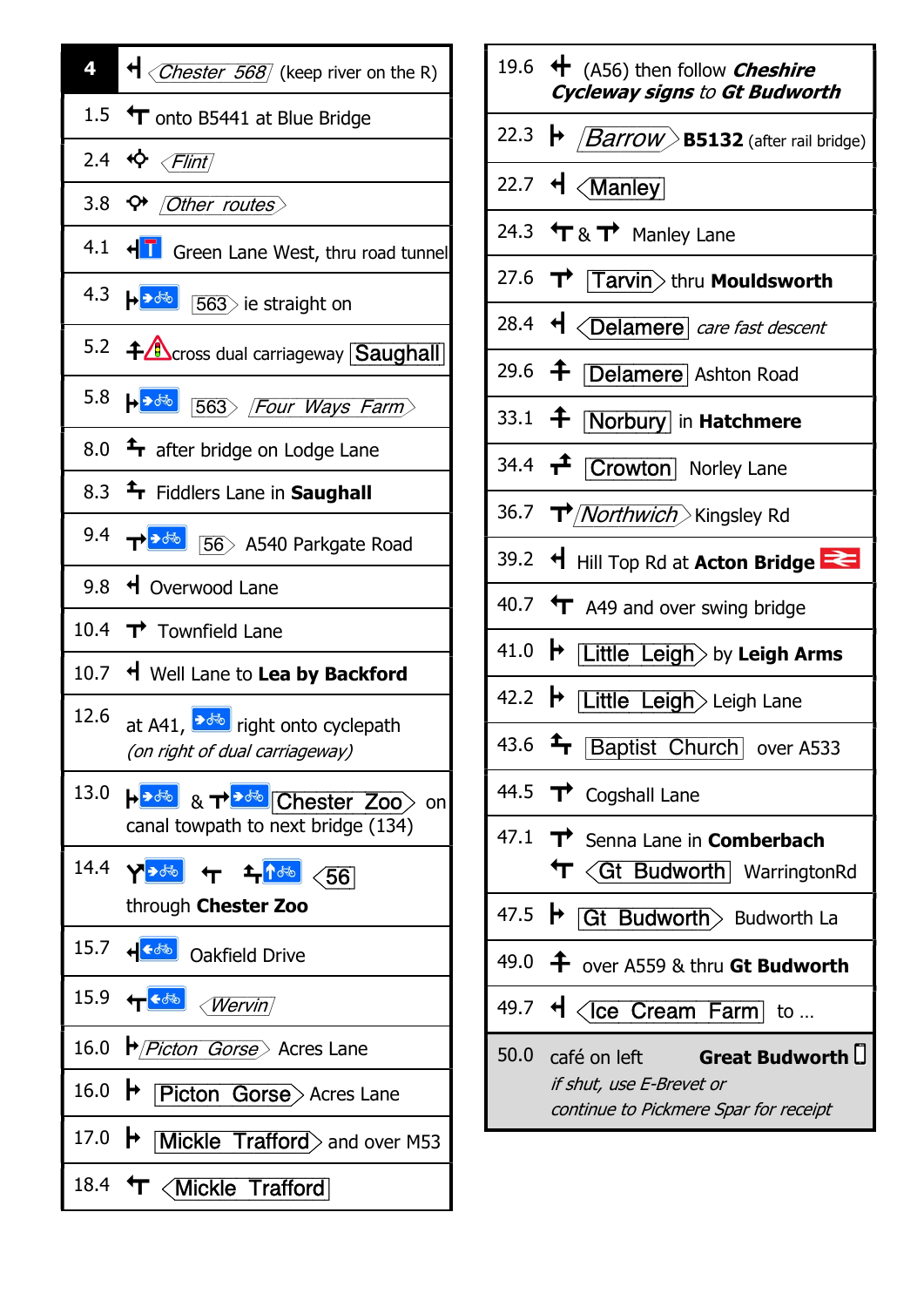| 4 | Chester 568 (keep river on the R) |
|---|---|
| 1.5 | onto B5441 at Blue Bridge |
| 2.4 | Flint |
| 3.8 | Other routes |
| 4.1 | Green Lane West, thru road tunnel |
| 4.3 | 563 ie straight on |
| 5.2 | cross dual carriageway Saughall |
| 5.8 | 563 Four Ways Farm |
| 8.0 | after bridge on Lodge Lane |
| 8.3 | Fiddlers Lane in **Saughall** |
| 9.4 | 56 A540 Parkgate Road |
| 9.8 | Overwood Lane |
| 10.4 | Townfield Lane |
| 10.7 | Well Lane to **Lea by Backford** |
| 12.6 | at A41, right onto cyclepath *(on right of dual carriageway)* |
| 13.0 | & Chester Zoo on canal towpath to next bridge (134) |
| 14.4 | 56 through **Chester Zoo** |
| 15.7 | Oakfield Drive |
| 15.9 | Wervin |
| 16.0 | Picton Gorse Acres Lane |
| 16.0 | Picton Gorse Acres Lane |
| 17.0 | Mickle Trafford and over M53 |
| 18.4 | Mickle Trafford |

| 19.6 | (A56) then follow ***Cheshire Cycleway signs** to **Gt Budworth*** |
|---|---|
| 22.3 | Barrow **B5132** (after rail bridge) |
| 22.7 | Manley |
| 24.3 | & Manley Lane |
| 27.6 | Tarvin thru **Mouldsworth** |
| 28.4 | Delamere *care fast descent* |
| 29.6 | Delamere Ashton Road |
| 33.1 | Norbury in **Hatchmere** |
| 34.4 | Crowton Norley Lane |
| 36.7 | Northwich Kingsley Rd |
| 39.2 | Hill Top Rd at **Acton Bridge** |
| 40.7 | A49 and over swing bridge |
| 41.0 | Little Leigh by **Leigh Arms** |
| 42.2 | Little Leigh Leigh Lane |
| 43.6 | Baptist Church over A533 |
| 44.5 | Cogshall Lane |
| 47.1 | Senna Lane in **Comberbach**; Gt Budworth WarringtonRd |
| 47.5 | Gt Budworth Budworth La |
| 49.0 | over A559 & thru **Gt Budworth** |
| 49.7 | Ice Cream Farm to … |
| 50.0 | café on left **Great Budworth** *if shut, use E-Brevet or continue to Pickmere Spar for receipt* |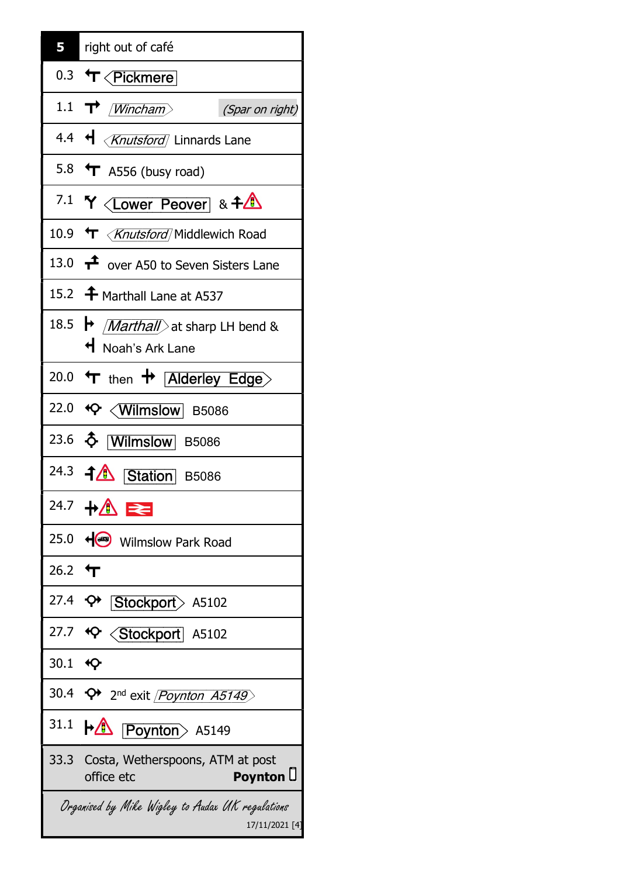| | |
|---|---|
| **5** | right out of café |
| 0.3 | Pickmere |
| 1.1 | *Wincham* *(Spar on right)* |
| 4.4 | *Knutsford* Linnards Lane |
| 5.8 | A556 (busy road) |
| 7.1 | Lower Peover & |
| 10.9 | *Knutsford* Middlewich Road |
| 13.0 | over A50 to Seven Sisters Lane |
| 15.2 | Marthall Lane at A537 |
| 18.5 | *Marthall* at sharp LH bend & Noah's Ark Lane |
| 20.0 | then Alderley Edge |
| 22.0 | Wilmslow B5086 |
| 23.6 | Wilmslow B5086 |
| 24.3 | Station B5086 |
| 24.7 | |
| 25.0 | Wilmslow Park Road |
| 26.2 | |
| 27.4 | Stockport A5102 |
| 27.7 | Stockport A5102 |
| 30.1 | |
| 30.4 | 2nd exit *Poynton A5149* |
| 31.1 | Poynton A5149 |
| 33.3 | Costa, Wetherspoons, ATM at post office etc **Poynton** |

*Organised by Mike Wigley to Audax UK regulations*

17/11/2021 [4]